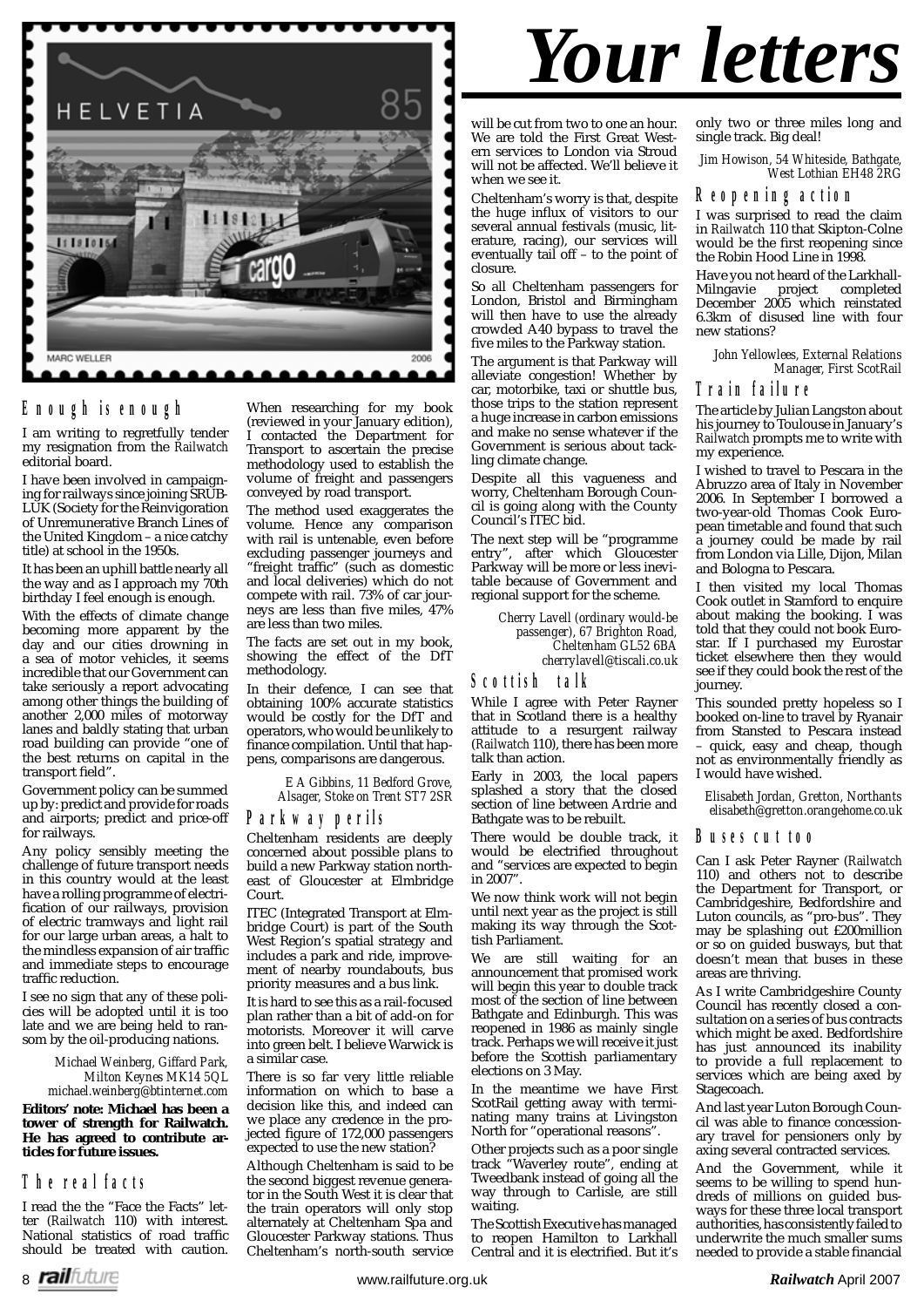# Your letters

## Enough is enough

I am writing to regretfully tender my resignation from the *Railwatch* editorial board.

I have been involved in campaigning for railways since joining SRUBLUK (Society for the Reinvigoration of Unremunerative Branch Lines of the United Kingdom – a nice catchy title) at school in the 1950s.

It has been an uphill battle nearly all the way and as I approach my 70th birthday I feel enough is enough.

With the effects of climate change becoming more apparent by the day and our cities drowning in a sea of motor vehicles, it seems incredible that our Government can take seriously a report advocating among other things the building of another 2,000 miles of motorway lanes and baldly stating that urban road building can provide "one of the best returns on capital in the transport field".

Government policy can be summed up by: predict and provide for roads and airports; predict and price-off for railways.

Any policy sensibly meeting the challenge of future transport needs in this country would at the least have a rolling programme of electrification of our railways, provision of electric tramways and light rail for our large urban areas, a halt to the mindless expansion of air traffic and immediate steps to encourage traffic reduction.

I see no sign that any of these policies will be adopted until it is too late and we are being held to ransom by the oil-producing nations.

*Michael Weinberg, Giffard Park, Milton Keynes MK14 5QL michael.weinberg@btinternet.com*

**Editors' note: Michael has been a tower of strength for Railwatch. He has agreed to contribute articles for future issues.**

## The real facts

I read the the "Face the Facts" letter (*Railwatch* 110) with interest. National statistics of road traffic should be treated with caution.

When researching for my book (reviewed in your January edition), I contacted the Department for Transport to ascertain the precise methodology used to establish the volume of freight and passengers conveyed by road transport.

The method used exaggerates the volume. Hence any comparison with rail is untenable, even before excluding passenger journeys and "freight traffic" (such as domestic and local deliveries) which do not compete with rail. 73% of car journeys are less than five miles, 47% are less than two miles.

The facts are set out in my book, showing the effect of the DfT methodology.

In their defence, I can see that obtaining 100% accurate statistics would be costly for the DfT and operators, who would be unlikely to finance compilation. Until that happens, comparisons are dangerous.

*E A Gibbins, 11 Bedford Grove, Alsager, Stoke on Trent ST7 2SR*

## Parkway perils

Cheltenham residents are deeply concerned about possible plans to build a new Parkway station north-east of Gloucester at Elmbridge Court.

ITEC (Integrated Transport at Elmbridge Court) is part of the South West Region's spatial strategy and includes a park and ride, improvement of nearby roundabouts, bus priority measures and a bus link.

It is hard to see this as a rail-focused plan rather than a bit of add-on for motorists. Moreover it will carve into green belt. I believe Warwick is a similar case.

There is so far very little reliable information on which to base a decision like this, and indeed can we place any credence in the projected figure of 172,000 passengers expected to use the new station?

Although Cheltenham is said to be the second biggest revenue generator in the South West it is clear that the train operators will only stop alternately at Cheltenham Spa and Gloucester Parkway stations. Thus Cheltenham's north-south service will be cut from two to one an hour. We are told the First Great Western services to London via Stroud will not be affected. We'll believe it when we see it.

Cheltenham's worry is that, despite the huge influx of visitors to our several annual festivals (music, literature, racing), our services will eventually tail off – to the point of closure.

So all Cheltenham passengers for London, Bristol and Birmingham will then have to use the already crowded A40 bypass to travel the five miles to the Parkway station.

The argument is that Parkway will alleviate congestion! Whether by car, motorbike, taxi or shuttle bus, those trips to the station represent a huge increase in carbon emissions and make no sense whatever if the Government is serious about tackling climate change.

Despite all this vagueness and worry, Cheltenham Borough Council is going along with the County Council's ITEC bid.

The next step will be "programme entry", after which Gloucester Parkway will be more or less inevitable because of Government and regional support for the scheme.

*Cherry Lavell (ordinary would-be passenger), 67 Brighton Road, Cheltenham GL52 6BA cherrylavell@tiscali.co.uk*

## Scottish talk

While I agree with Peter Rayner that in Scotland there is a healthy attitude to a resurgent railway (*Railwatch* 110), there has been more talk than action.

Early in 2003, the local papers splashed a story that the closed section of line between Ardrie and Bathgate was to be rebuilt.

There would be double track, it would be electrified throughout and "services are expected to begin in 2007".

We now think work will not begin until next year as the project is still making its way through the Scottish Parliament.

We are still waiting for an announcement that promised work will begin this year to double track most of the section of line between Bathgate and Edinburgh. This was reopened in 1986 as mainly single track. Perhaps we will receive it just before the Scottish parliamentary elections on 3 May.

In the meantime we have First ScotRail getting away with terminating many trains at Livingston North for "operational reasons".

Other projects such as a poor single track "Waverley route", ending at Tweedbank instead of going all the way through to Carlisle, are still waiting.

The Scottish Executive has managed to reopen Hamilton to Larkhall Central and it is electrified. But it's only two or three miles long and single track. Big deal!

*Jim Howison, 54 Whiteside, Bathgate, West Lothian EH48 2RG*

## Reopening action

I was surprised to read the claim in *Railwatch* 110 that Skipton-Colne would be the first reopening since the Robin Hood Line in 1998.

Have you not heard of the Larkhall-Milngavie project completed December 2005 which reinstated 6.3km of disused line with four new stations?

*John Yellowlees, External Relations Manager, First ScotRail*

## Train failure

The article by Julian Langston about his journey to Toulouse in January's *Railwatch* prompts me to write with my experience.

I wished to travel to Pescara in the Abruzzo area of Italy in November 2006. In September I borrowed a two-year-old Thomas Cook European timetable and found that such a journey could be made by rail from London via Lille, Dijon, Milan and Bologna to Pescara.

I then visited my local Thomas Cook outlet in Stamford to enquire about making the booking. I was told that they could not book Eurostar. If I purchased my Eurostar ticket elsewhere then they would see if they could book the rest of the journey.

This sounded pretty hopeless so I booked on-line to travel by Ryanair from Stansted to Pescara instead – quick, easy and cheap, though not as environmentally friendly as I would have wished.

*Elisabeth Jordan, Gretton, Northants elisabeth@gretton.orangehome.co.uk*

## Buses cut too

Can I ask Peter Rayner (*Railwatch* 110) and others not to describe the Department for Transport, or Cambridgeshire, Bedfordshire and Luton councils, as "pro-bus". They may be splashing out £200million or so on guided busways, but that doesn't mean that buses in these areas are thriving.

As I write Cambridgeshire County Council has recently closed a consultation on a series of bus contracts which might be axed. Bedfordshire has just announced its inability to provide a full replacement to services which are being axed by Stagecoach.

And last year Luton Borough Council was able to finance concessionary travel for pensioners only by axing several contracted services.

And the Government, while it seems to be willing to spend hundreds of millions on guided busways for these three local transport authorities, has consistently failed to underwrite the much smaller sums needed to provide a stable financial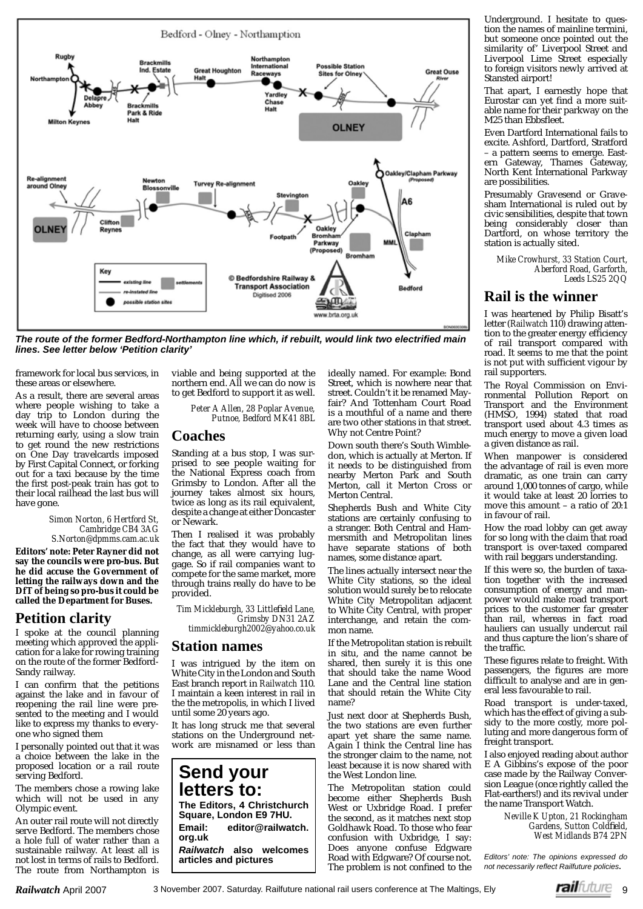*The route of the former Bedford-Northampton line which, if rebuilt, would link two electrified main lines. See letter below 'Petition clarity'*

framework for local bus services, in these areas or elsewhere.

As a result, there are several areas where people wishing to take a day trip to London during the week will have to choose between returning early, using a slow train to get round the new restrictions on One Day travelcards imposed by First Capital Connect, or forking out for a taxi because by the time the first post-peak train has got to their local railhead the last bus will have gone.

*Simon Norton, 6 Hertford St, Cambridge CB4 3AG S.Norton@dpmms.cam.ac.uk*

**Editors' note: Peter Rayner did not say the councils were pro-bus. But he did accuse the Government of letting the railways down and the DfT of being so pro-bus it could be called the Department for Buses.**

## Petition clarity

I spoke at the council planning meeting which approved the application for a lake for rowing training on the route of the former Bedford-Sandy railway.

I can confirm that the petitions against the lake and in favour of reopening the rail line were presented to the meeting and I would like to express my thanks to everyone who signed them

I personally pointed out that it was a choice between the lake in the proposed location or a rail route serving Bedford.

The members chose a rowing lake which will not be used in any Olympic event.

An outer rail route will not directly serve Bedford. The members chose a hole full of water rather than a sustainable railway. At least all is not lost in terms of rails to Bedford. The route from Northampton is viable and being supported at the northern end. All we can do now is to get Bedford to support it as well.

*Peter A Allen, 28 Poplar Avenue, Putnoe, Bedford MK41 8BL*

## Coaches

Standing at a bus stop, I was surprised to see people waiting for the National Express coach from Grimsby to London. After all the journey takes almost six hours, twice as long as its rail equivalent, despite a change at either Doncaster or Newark.

Then I realised it was probably the fact that they would have to change, as all were carrying luggage. So if rail companies want to compete for the same market, more through trains really do have to be provided.

*Tim Mickleburgh, 33 Littlefield Lane, Grimsby DN31 2AZ timmickleburgh2002@yahoo.co.uk*

## Station names

I was intrigued by the item on White City in the London and South East branch report in *Railwatch* 110. I maintain a keen interest in rail in the the metropolis, in which I lived until some 20 years ago.

It has long struck me that several stations on the Underground network are misnamed or less than ideally named. For example: Bond Street, which is nowhere near that street. Couldn't it be renamed Mayfair? And Tottenham Court Road is a mouthful of a name and there are two other stations in that street. Why not Centre Point?

Down south there's South Wimbledon, which is actually at Merton. If it needs to be distinguished from nearby Merton Park and South Merton, call it Merton Cross or Merton Central.

Shepherds Bush and White City stations are certainly confusing to a stranger. Both Central and Hammersmith and Metropolitan lines have separate stations of both names, some distance apart.

The lines actually intersect near the White City stations, so the ideal solution would surely be to relocate White City Metropolitan adjacent to White City Central, with proper interchange, and retain the common name.

If the Metropolitan station is rebuilt in situ, and the name cannot be shared, then surely it is this one that should take the name Wood Lane and the Central line station that should retain the White City name?

Just next door at Shepherds Bush, the two stations are even further apart yet share the same name. Again I think the Central line has the stronger claim to the name, not least because it is now shared with the West London line.

The Metropolitan station could become either Shepherds Bush West or Uxbridge Road. I prefer the second, as it matches next stop Goldhawk Road. To those who fear confusion with Uxbridge, I say: Does anyone confuse Edgware Road with Edgware? Of course not. The problem is not confined to the Underground. I hesitate to question the names of mainline termini, but someone once pointed out the similarity of' Liverpool Street and Liverpool Lime Street especially to foreign visitors newly arrived at Stansted airport!

That apart, I earnestly hope that Eurostar can yet find a more suitable name for their parkway on the M25 than Ebbsfleet.

Even Dartford International fails to excite. Ashford, Dartford, Stratford – a pattern seems to emerge. Eastern Gateway, Thames Gateway, North Kent International Parkway are possibilities.

Presumably Gravesend or Gravesham International is ruled out by civic sensibilities, despite that town being considerably closer than Dartford, on whose territory the station is actually sited.

*Mike Crowhurst, 33 Station Court, Aberford Road, Garforth, Leeds LS25 2QQ*

## Send your letters to:

**The Editors, 4 Christchurch Square, London E9 7HU.**

**Email: editor@railwatch.org.uk**

***Railwatch* also welcomes articles and pictures**

## Rail is the winner

I was heartened by Philip Bisatt's letter (*Railwatch* 110) drawing attention to the greater energy efficiency of rail transport compared with road. It seems to me that the point is not put with sufficient vigour by rail supporters.

The Royal Commission on Environmental Pollution Report on Transport and the Environment (HMSO, 1994) stated that road transport used about 4.3 times as much energy to move a given load a given distance as rail.

When manpower is considered the advantage of rail is even more dramatic, as one train can carry around 1,000 tonnes of cargo, while it would take at least 20 lorries to move this amount – a ratio of 20:1 in favour of rail.

How the road lobby can get away for so long with the claim that road transport is over-taxed compared with rail beggars understanding.

If this were so, the burden of taxation together with the increased consumption of energy and manpower would make road transport prices to the customer far greater than rail, whereas in fact road hauliers can usually undercut rail and thus capture the lion's share of the traffic.

These figures relate to freight. With passengers, the figures are more difficult to analyse and are in general less favourable to rail.

Road transport is under-taxed, which has the effect of giving a subsidy to the more costly, more polluting and more dangerous form of freight transport.

I also enjoyed reading about author E A Gibbins's expose of the poor case made by the Railway Conversion League (once rightly called the Flat-earthers!) and its revival under the name Transport Watch.

*Neville K Upton, 21 Rockingham Gardens, Sutton Coldfield, West Midlands B74 2PN*

*Editors' note: The opinions expressed do not necessarily reflect Railfuture policies.*

3 November 2007. Saturday. Railfuture national rail users conference at The Maltings, Ely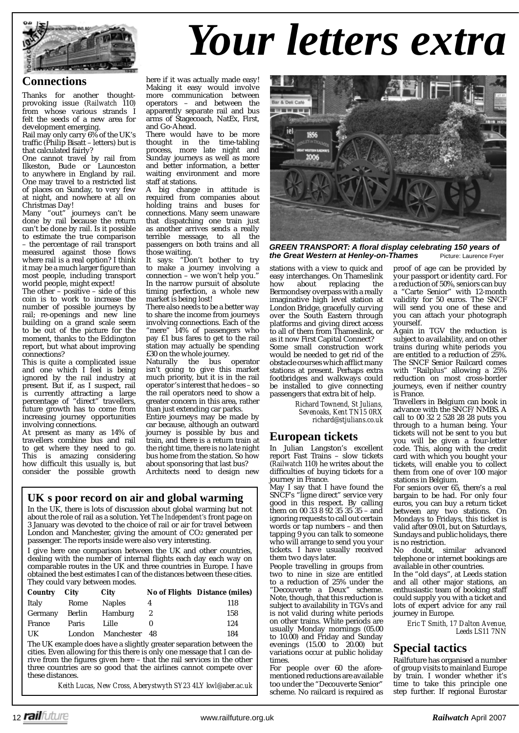# Your letters extra

## Connections

Thanks for another thought-provoking issue (*Railwatch* 110) from whose various strands I felt the seeds of a new area for development emerging.

Rail may only carry 6% of the UK's traffic (Philip Bisatt – letters) but is that calculated fairly?

One cannot travel by rail from Ilkeston, Bude or Launceston to anywhere in England by rail. One may travel to a restricted list of places on Sunday, to very few at night, and nowhere at all on Christmas Day!

Many "out" journeys can't be done by rail because the return can't be done by rail. Is it possible to estimate the true comparison – the percentage of rail transport measured against those flows where rail is a real option? I think it may be a much larger figure than most people, including transport world people, might expect!

The other – positive – side of this coin is to work to increase the number of possible journeys by rail; re-openings and new line building on a grand scale seem to be out of the picture for the moment, thanks to the Eddington report, but what about improving connections?

This is quite a complicated issue and one which I feel is being ignored by the rail industry at present. But if, as I suspect, rail is currently attracting a large percentage of "direct" travellers, future growth has to come from increasing journey opportunities involving connections.

At present as many as 14% of travellers combine bus and rail to get where they need to go. This is amazing considering how difficult this usually is, but consider the possible growth here if it was actually made easy! Making it easy would involve more communication between operators – and between the apparently separate rail and bus arms of Stagecoach, NatEx, First, and Go-Ahead.

There would have to be more thought in the time-tabling process, more late night and Sunday journeys as well as more and better information, a better waiting environment and more staff at stations.

A big change in attitude is required from companies about holding trains and buses for connections. Many seem unaware that dispatching one train just as another arrives sends a really terrible message, to all the passengers on both trains and all those waiting.

It says: "Don't bother to try to make a journey involving a connection – we won't help you." In the narrow pursuit of absolute timing perfection, a whole new market is being lost!

There also needs to be a better way to share the income from journeys involving connections. Each of the "mere" 14% of passengers who pay £1 bus fares to get to the rail station may actually be spending £30 on the whole journey.

Naturally the bus operator isn't going to give this market much priority, but it is in the rail operator's interest that he does – so the rail operators need to show a greater concern in this area, rather than just extending car parks.

Entire journeys may be made by car because, although an outward journey is possible by bus and train, and there is a return train at the right time, there is no late night bus home from the station. So how about sponsoring that last bus?

Architects need to design new stations with a view to quick and easy interchanges. On Thameslink how about replacing the Bermondsey overpass with a really imaginative high level station at London Bridge, gracefully curving over the South Eastern through platforms and giving direct access to all of them from Thameslink, or as it now First Capital Connect?

Some small construction work would be needed to get rid of the obstacle courses which afflict many stations at present. Perhaps extra footbridges and walkways could be installed to give connecting passengers that extra bit of help.

*Richard Townend, St Julians, Sevenoaks, Kent TN15 0RX richard@stjulians.co.uk*

**GREEN TRANSPORT: A floral display celebrating 150 years of the Great Western at Henley-on-Thames** Picture: Laurence Fryer

## UK s poor record on air and global warming

In the UK, there is lots of discussion about global warming but not about the role of rail as a solution. Yet *The Independent's* front page on 3 January was devoted to the choice of rail or air for travel between London and Manchester, giving the amount of $CO_2$ generated per passenger. The reports inside were also very interesting.

I give here one comparison between the UK and other countries, dealing with the number of internal flights each day each way on comparable routes in the UK and three countries in Europe. I have obtained the best estimates I can of the distances between these cities. They could vary between modes.

| Country | City | City | No of Flights | Distance (miles) |
|---|---|---|---|---|
| Italy | Rome | Naples | 4 | 118 |
| Germany | Berlin | Hamburg | 2 | 158 |
| France | Paris | Lille | 0 | 124 |
| UK | London | Manchester | 48 | 184 |

The UK example does have a slightly greater separation between the cities. Even allowing for this there is only one message that I can derive from the figures given here – that the rail services in the other three countries are so good that the airlines cannot compete over these distances.

*Keith Lucas, New Cross, Aberystwyth SY23 4LY kwl@aber.ac.uk*

## European tickets

In Julian Langston's excellent report Fast Trains – slow tickets (*Railwatch* 110) he writes about the difficulties of buying tickets for a journey in France.

May I say that I have found the SNCF's "ligne direct" service very good in this respect. By calling them on 00 33 8 92 35 35 35 – and ignoring requests to call out certain words or tap numbers – and then tapping 9 you can talk to someone who will arrange to send you your tickets. I have usually received them two days later.

People travelling in groups from two to nine in size are entitled to a reduction of 25% under the "Decouverte a Deux" scheme. Note, though, that this reduction is subject to availability in TGVs and is not valid during white periods on other trains. White periods are usually Monday mornings (05.00 to 10.00) and Friday and Sunday evenings (15.00 to 20.00) but variations occur at public holiday times.

For people over 60 the aforementioned reductions are available too under the "Decouverte Senior" scheme. No railcard is required as proof of age can be provided by your passport or identity card. For a reduction of 50%, seniors can buy a "Carte Senior" with 12-month validity for 50 euros. The SNCF will send you one of these and you can attach your photograph yourself.

Again in TGV the reduction is subject to availability, and on other trains during white periods you are entitled to a reduction of 25%. The SNCF Senior Railcard comes with "Railplus" allowing a 25% reduction on most cross-border journeys, even if neither country is France.

Travellers in Belgium can book in advance with the SNCF/NMBS. A call to 00 32 2 528 28 28 puts you through to a human being. Your tickets will not be sent to you but you will be given a four-letter code. This, along with the credit card with which you bought your tickets, will enable you to collect them from one of over 100 major stations in Belgium.

For seniors over 65, there's a real bargain to be had. For only four euros, you can buy a return ticket between any two stations. On Mondays to Fridays, this ticket is valid after 09.01, but on Saturdays, Sundays and public holidays, there is no restriction.

No doubt, similar advanced telephone or internet bookings are available in other countries.

In the "old days", at Leeds station and all other major stations, an enthusiastic team of booking staff could supply you with a ticket and lots of expert advice for any rail journey in Europe.

*Eric T Smith, 17 Dalton Avenue, Leeds LS11 7NN*

## Special tactics

Railfuture has organised a number of group visits to mainland Europe by train. I wonder whether it's time to take this principle one step further. If regional Eurostar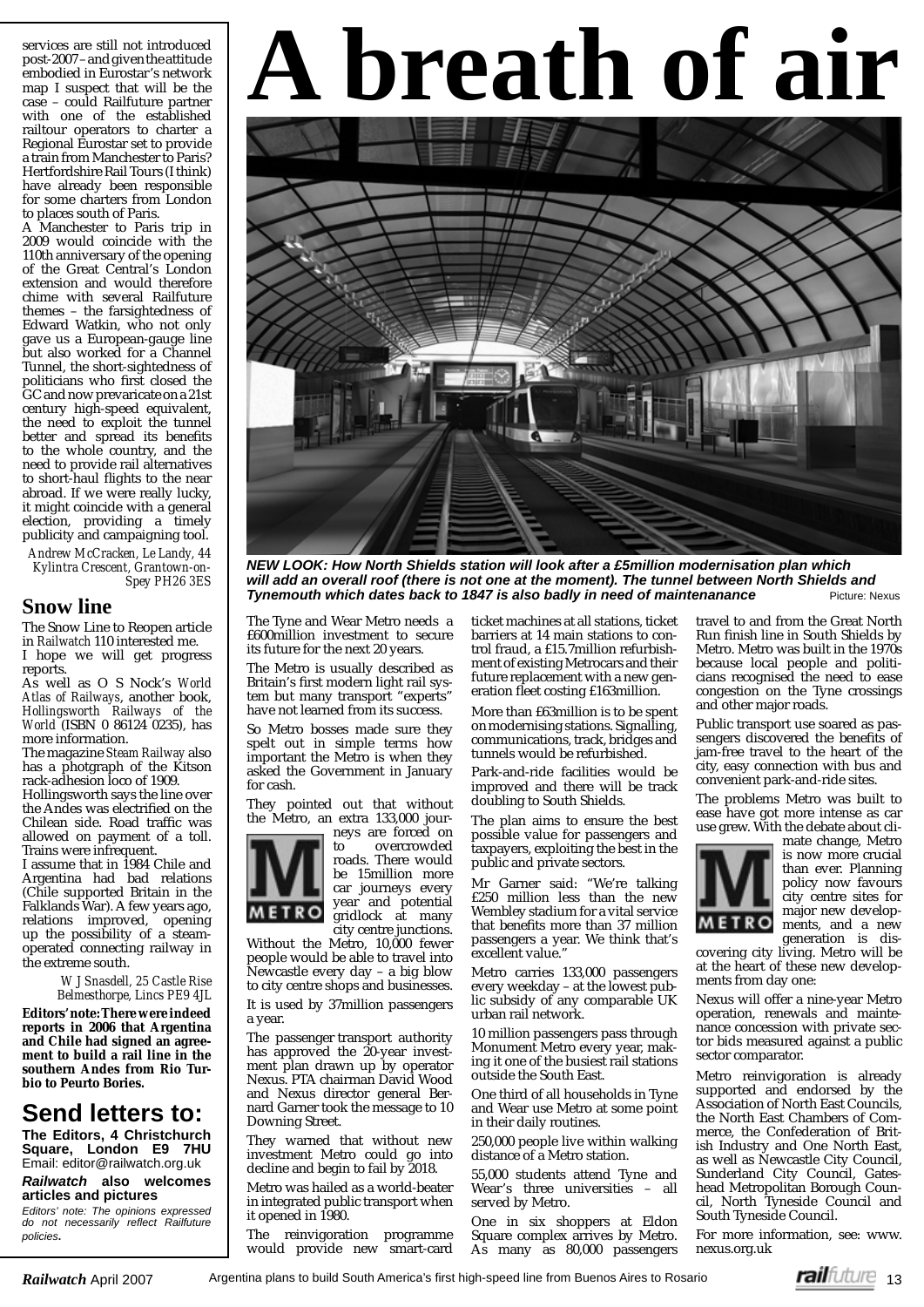services are still not introduced post-2007 – and given the attitude embodied in Eurostar's network map I suspect that will be the case – could Railfuture partner with one of the established railtour operators to charter a Regional Eurostar set to provide a train from Manchester to Paris? Hertfordshire Rail Tours (I think) have already been responsible for some charters from London to places south of Paris.

A Manchester to Paris trip in 2009 would coincide with the 110th anniversary of the opening of the Great Central's London extension and would therefore chime with several Railfuture themes – the farsightedness of Edward Watkin, who not only gave us a European-gauge line but also worked for a Channel Tunnel, the short-sightedness of politicians who first closed the GC and now prevaricate on a 21st century high-speed equivalent, the need to exploit the tunnel better and spread its benefits to the whole country, and the need to provide rail alternatives to short-haul flights to the near abroad. If we were really lucky, it might coincide with a general election, providing a timely publicity and campaigning tool.

*Andrew McCracken, Le Landy, 44 Kylintra Crescent, Grantown-on-Spey PH26 3ES*

## Snow line

The Snow Line to Reopen article in *Railwatch* 110 interested me.

I hope we will get progress reports.

As well as O S Nock's *World Atlas of Railways*, another book, *Hollingsworth Railways of the World* (ISBN 0 86124 0235), has more information.

The magazine *Steam Railway* also has a photgraph of the Kitson rack-adhesion loco of 1909.

Hollingsworth says the line over the Andes was electrified on the Chilean side. Road traffic was allowed on payment of a toll. Trains were infrequent.

I assume that in 1984 Chile and Argentina had bad relations (Chile supported Britain in the Falklands War). A few years ago, relations improved, opening up the possibility of a steam-operated connecting railway in the extreme south.

*W J Snasdell, 25 Castle Rise Belmesthorpe, Lincs PE9 4JL*

**Editors' note: There were indeed reports in 2006 that Argentina and Chile had signed an agreement to build a rail line in the southern Andes from Rio Turbio to Peurto Bories.**

## Send letters to:

**The Editors, 4 Christchurch Square, London E9 7HU**
Email: editor@railwatch.org.uk

***Railwatch* also welcomes articles and pictures**

*Editors' note: The opinions expressed do not necessarily reflect Railfuture policies.*

# A breath of air

***NEW LOOK: How North Shields station will look after a £5million modernisation plan which will add an overall roof (there is not one at the moment). The tunnel between North Shields and Tynemouth which dates back to 1847 is also badly in need of maintenanance*** Picture: Nexus

The Tyne and Wear Metro needs a £600million investment to secure its future for the next 20 years.

The Metro is usually described as Britain's first modern light rail system but many transport "experts" have not learned from its success.

So Metro bosses made sure they spelt out in simple terms how important the Metro is when they asked the Government in January for cash.

They pointed out that without the Metro, an extra 133,000 journeys are forced on to overcrowded roads. There would be 15million more car journeys every year and potential gridlock at many city centre junctions.

Without the Metro, 10,000 fewer people would be able to travel into Newcastle every day – a big blow to city centre shops and businesses.

It is used by 37million passengers a year.

The passenger transport authority has approved the 20-year investment plan drawn up by operator Nexus. PTA chairman David Wood and Nexus director general Bernard Garner took the message to 10 Downing Street.

They warned that without new investment Metro could go into decline and begin to fail by 2018.

Metro was hailed as a world-beater in integrated public transport when it opened in 1980.

The reinvigoration programme would provide new smart-card ticket machines at all stations, ticket barriers at 14 main stations to control fraud, a £15.7million refurbishment of existing Metrocars and their future replacement with a new generation fleet costing £163million.

More than £63million is to be spent on modernising stations. Signalling, communications, track, bridges and tunnels would be refurbished.

Park-and-ride facilities would be improved and there will be track doubling to South Shields.

The plan aims to ensure the best possible value for passengers and taxpayers, exploiting the best in the public and private sectors.

Mr Garner said: "We're talking £250 million less than the new Wembley stadium for a vital service that benefits more than 37 million passengers a year. We think that's excellent value."

Metro carries 133,000 passengers every weekday – at the lowest public subsidy of any comparable UK urban rail network.

10 million passengers pass through Monument Metro every year, making it one of the busiest rail stations outside the South East.

One third of all households in Tyne and Wear use Metro at some point in their daily routines.

250,000 people live within walking distance of a Metro station.

55,000 students attend Tyne and Wear's three universities – all served by Metro.

One in six shoppers at Eldon Square complex arrives by Metro. As many as 80,000 passengers travel to and from the Great North Run finish line in South Shields by Metro. Metro was built in the 1970s because local people and politicians recognised the need to ease congestion on the Tyne crossings and other major roads.

Public transport use soared as passengers discovered the benefits of jam-free travel to the heart of the city, easy connection with bus and convenient park-and-ride sites.

The problems Metro was built to ease have got more intense as car use grew. With the debate about climate change, Metro is now more crucial than ever. Planning policy now favours city centre sites for major new developments, and a new generation is discovering city living. Metro will be at the heart of these new developments from day one:

Nexus will offer a nine-year Metro operation, renewals and maintenance concession with private sector bids measured against a public sector comparator.

Metro reinvigoration is already supported and endorsed by the Association of North East Councils, the North East Chambers of Commerce, the Confederation of British Industry and One North East, as well as Newcastle City Council, Sunderland City Council, Gateshead Metropolitan Borough Council, North Tyneside Council and South Tyneside Council.

For more information, see: www.nexus.org.uk

Argentina plans to build South America's first high-speed line from Buenos Aires to Rosario